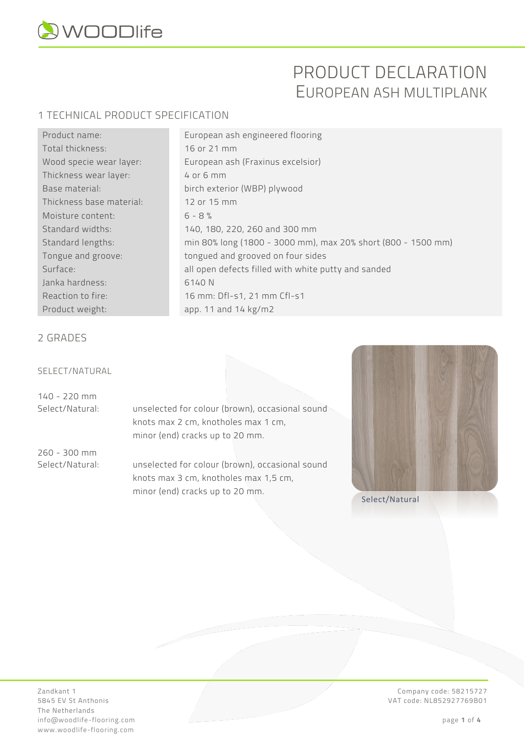# PRODUCT DECLARATION
## EUROPEAN ASH MULTIPLANK

### 1 TECHNICAL PRODUCT SPECIFICATION

| | |
|---|---|
| Product name: | European ash engineered flooring |
| Total thickness: | 16 or 21 mm |
| Wood specie wear layer: | European ash (Fraxinus excelsior) |
| Thickness wear layer: | 4 or 6 mm |
| Base material: | birch exterior (WBP) plywood |
| Thickness base material: | 12 or 15 mm |
| Moisture content: | 6 - 8 % |
| Standard widths: | 140, 180, 220, 260 and 300 mm |
| Standard lengths: | min 80% long (1800 - 3000 mm), max 20% short (800 - 1500 mm) |
| Tongue and groove: | tongued and grooved on four sides |
| Surface: | all open defects filled with white putty and sanded |
| Janka hardness: | 6140 N |
| Reaction to fire: | 16 mm: Dfl-s1, 21 mm Cfl-s1 |
| Product weight: | app. 11 and 14 kg/m2 |

### 2 GRADES

SELECT/NATURAL

140 - 220 mm
Select/Natural: unselected for colour (brown), occasional sound knots max 2 cm, knotholes max 1 cm, minor (end) cracks up to 20 mm.

260 - 300 mm
Select/Natural: unselected for colour (brown), occasional sound knots max 3 cm, knotholes max 1,5 cm, minor (end) cracks up to 20 mm.

Select/Natural

Zandkant 1
5845 EV St Anthonis
The Netherlands
info@woodlife-flooring.com
www.woodlife-flooring.com

Company code: 58215727
VAT code: NL852927769B01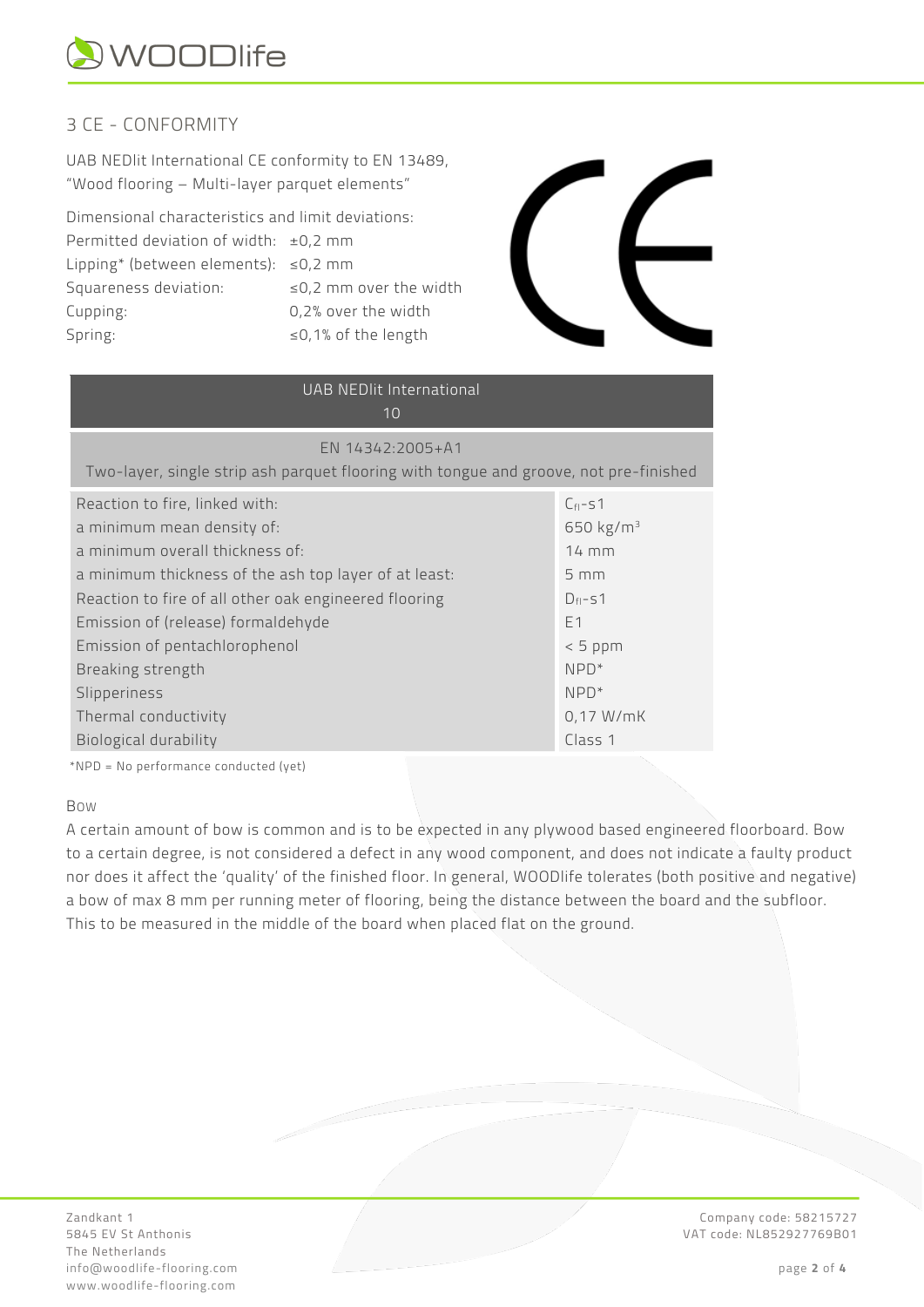## 3 CE - CONFORMITY

UAB NEDlit International CE conformity to EN 13489, "Wood flooring – Multi-layer parquet elements"

Dimensional characteristics and limit deviations:

| | |
|---|---|
| Permitted deviation of width: | ±0,2 mm |
| Lipping* (between elements): | ≤0,2 mm |
| Squareness deviation: | ≤0,2 mm over the width |
| Cupping: | 0,2% over the width |
| Spring: | ≤0,1% of the length |

| UAB NEDlit International 10 | |
|---|---|
| EN 14342:2005+A1 Two-layer, single strip ash parquet flooring with tongue and groove, not pre-finished | |
| Reaction to fire, linked with: | $C_{fl}$-s1 |
| a minimum mean density of: | 650 kg/m³ |
| a minimum overall thickness of: | 14 mm |
| a minimum thickness of the ash top layer of at least: | 5 mm |
| Reaction to fire of all other oak engineered flooring | $D_{fl}$-s1 |
| Emission of (release) formaldehyde | E1 |
| Emission of pentachlorophenol | < 5 ppm |
| Breaking strength | NPD* |
| Slipperiness | NPD* |
| Thermal conductivity | 0,17 W/mK |
| Biological durability | Class 1 |

*NPD = No performance conducted (yet)

### Bow

A certain amount of bow is common and is to be expected in any plywood based engineered floorboard. Bow to a certain degree, is not considered a defect in any wood component, and does not indicate a faulty product nor does it affect the 'quality' of the finished floor. In general, WOODlife tolerates (both positive and negative) a bow of max 8 mm per running meter of flooring, being the distance between the board and the subfloor. This to be measured in the middle of the board when placed flat on the ground.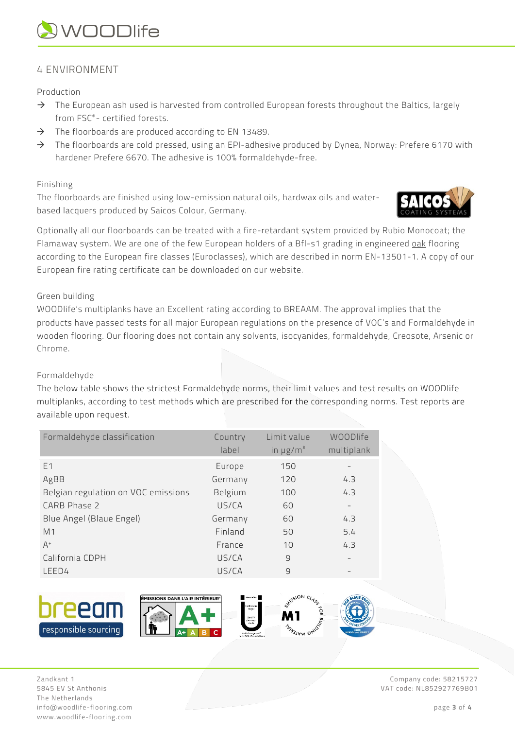## 4 ENVIRONMENT

### Production

→ The European ash used is harvested from controlled European forests throughout the Baltics, largely from FSC®- certified forests.

→ The floorboards are produced according to EN 13489.

→ The floorboards are cold pressed, using an EPI-adhesive produced by Dynea, Norway: Prefere 6170 with hardener Prefere 6670. The adhesive is 100% formaldehyde-free.

### Finishing

The floorboards are finished using low-emission natural oils, hardwax oils and water-based lacquers produced by Saicos Colour, Germany.

Optionally all our floorboards can be treated with a fire-retardant system provided by Rubio Monocoat; the Flamaway system. We are one of the few European holders of a Bfl-s1 grading in engineered oak flooring according to the European fire classes (Euroclasses), which are described in norm EN-13501-1. A copy of our European fire rating certificate can be downloaded on our website.

### Green building

WOODlife's multiplanks have an Excellent rating according to BREAAM. The approval implies that the products have passed tests for all major European regulations on the presence of VOC's and Formaldehyde in wooden flooring. Our flooring does not contain any solvents, isocyanides, formaldehyde, Creosote, Arsenic or Chrome.

### Formaldehyde

The below table shows the strictest Formaldehyde norms, their limit values and test results on WOODlife multiplanks, according to test methods which are prescribed for the corresponding norms. Test reports are available upon request.

| Formaldehyde classification | Country label | Limit value in µg/m³ | WOODlife multiplank |
|---|---|---|---|
| E1 | Europe | 150 | - |
| AgBB | Germany | 120 | 4.3 |
| Belgian regulation on VOC emissions | Belgium | 100 | 4.3 |
| CARB Phase 2 | US/CA | 60 | - |
| Blue Angel (Blaue Engel) | Germany | 60 | 4.3 |
| M1 | Finland | 50 | 5.4 |
| A+ | France | 10 | 4.3 |
| California CDPH | US/CA | 9 | - |
| LEED4 | US/CA | 9 | - |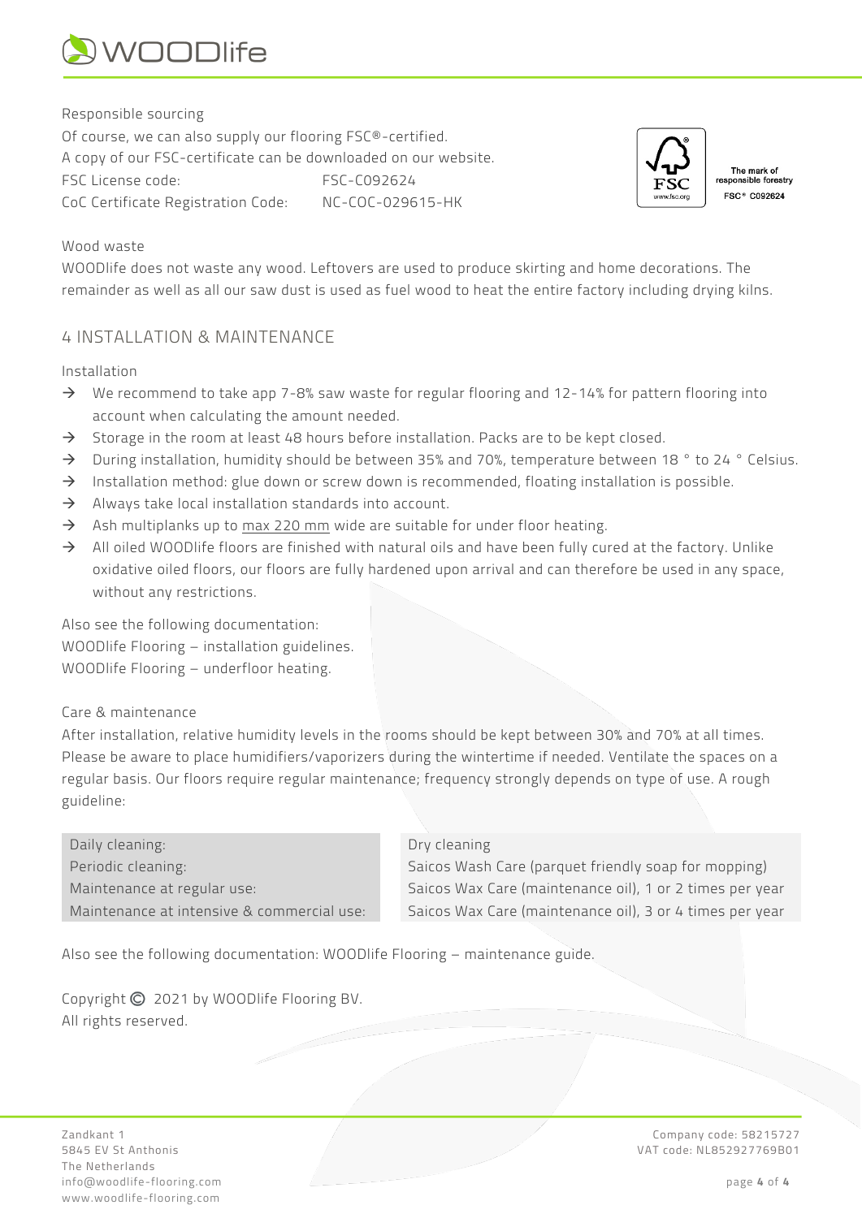Responsible sourcing

Of course, we can also supply our flooring FSC®-certified.
A copy of our FSC-certificate can be downloaded on our website.

| | |
|---|---|
| FSC License code: | FSC-C092624 |
| CoC Certificate Registration Code: | NC-COC-029615-HK |

The mark of responsible forestry
FSC® C092624

Wood waste

WOODlife does not waste any wood. Leftovers are used to produce skirting and home decorations. The remainder as well as all our saw dust is used as fuel wood to heat the entire factory including drying kilns.

## 4 INSTALLATION & MAINTENANCE

Installation

→ We recommend to take app 7-8% saw waste for regular flooring and 12-14% for pattern flooring into account when calculating the amount needed.
→ Storage in the room at least 48 hours before installation. Packs are to be kept closed.
→ During installation, humidity should be between 35% and 70%, temperature between 18 ° to 24 ° Celsius.
→ Installation method: glue down or screw down is recommended, floating installation is possible.
→ Always take local installation standards into account.
→ Ash multiplanks up to max 220 mm wide are suitable for under floor heating.
→ All oiled WOODlife floors are finished with natural oils and have been fully cured at the factory. Unlike oxidative oiled floors, our floors are fully hardened upon arrival and can therefore be used in any space, without any restrictions.

Also see the following documentation:
WOODlife Flooring – installation guidelines.
WOODlife Flooring – underfloor heating.

Care & maintenance

After installation, relative humidity levels in the rooms should be kept between 30% and 70% at all times. Please be aware to place humidifiers/vaporizers during the wintertime if needed. Ventilate the spaces on a regular basis. Our floors require regular maintenance; frequency strongly depends on type of use. A rough guideline:

| | |
|---|---|
| Daily cleaning: | Dry cleaning |
| Periodic cleaning: | Saicos Wash Care (parquet friendly soap for mopping) |
| Maintenance at regular use: | Saicos Wax Care (maintenance oil), 1 or 2 times per year |
| Maintenance at intensive & commercial use: | Saicos Wax Care (maintenance oil), 3 or 4 times per year |

Also see the following documentation: WOODlife Flooring – maintenance guide.

Copyright © 2021 by WOODlife Flooring BV.
All rights reserved.

Zandkant 1
5845 EV St Anthonis
The Netherlands
info@woodlife-flooring.com
www.woodlife-flooring.com

Company code: 58215727
VAT code: NL852927769B01